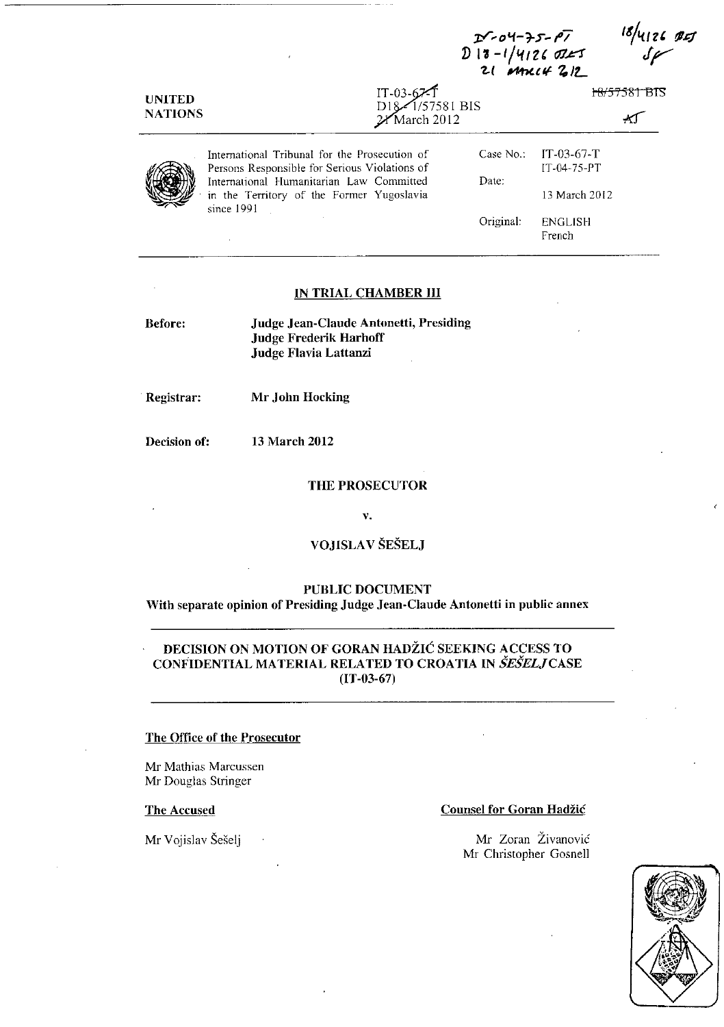IT-04-75-PT
D18-1/4126 BIS
21 MARCH 2012

18/4126 BIS
SF

UNITED NATIONS

IT-03-67-T
D18-1/57581 BIS
21 March 2012

18/57581 BIS

AT

International Tribunal for the Prosecution of Persons Responsible for Serious Violations of International Humanitarian Law Committed in the Territory of the Former Yugoslavia since 1991

| | |
|---|---|
| Case No.: | IT-03-67-T<br>IT-04-75-PT |
| Date: | 13 March 2012 |
| Original: | ENGLISH<br>French |

## IN TRIAL CHAMBER III

**Before:** Judge Jean-Claude Antonetti, Presiding
Judge Frederik Harhoff
Judge Flavia Lattanzi

**Registrar:** Mr John Hocking

**Decision of:** 13 March 2012

**THE PROSECUTOR**

**v.**

**VOJISLAV ŠEŠELJ**

**PUBLIC DOCUMENT**
**With separate opinion of Presiding Judge Jean-Claude Antonetti in public annex**

**DECISION ON MOTION OF GORAN HADŽIĆ SEEKING ACCESS TO CONFIDENTIAL MATERIAL RELATED TO CROATIA IN *ŠEŠELJ* CASE (IT-03-67)**

**The Office of the Prosecutor**

Mr Mathias Marcussen
Mr Douglas Stringer

**The Accused**

Mr Vojislav Šešelj

**Counsel for Goran Hadžić**

Mr Zoran Živanović
Mr Christopher Gosnell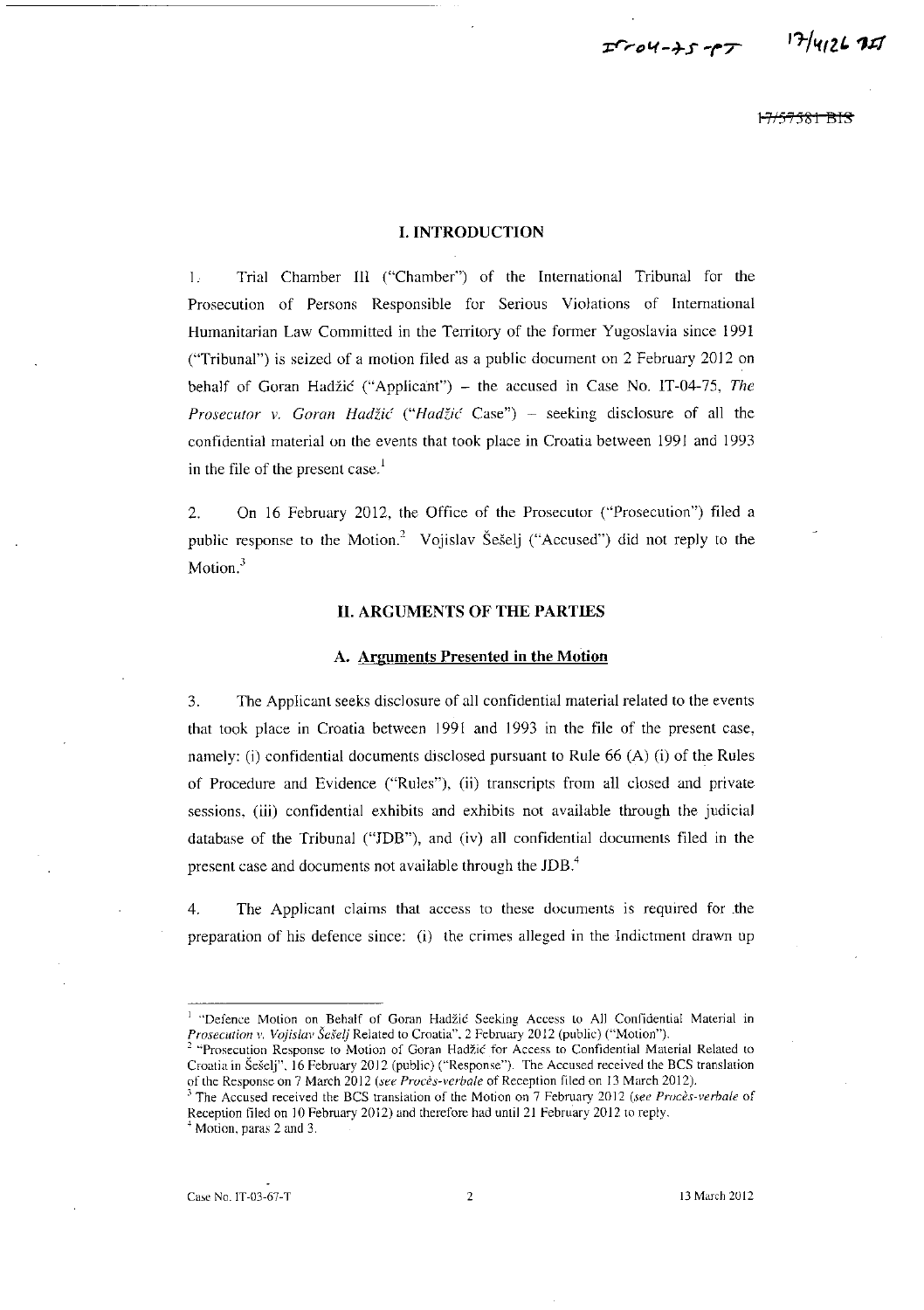## I. INTRODUCTION

1. Trial Chamber III ("Chamber") of the International Tribunal for the Prosecution of Persons Responsible for Serious Violations of International Humanitarian Law Committed in the Territory of the former Yugoslavia since 1991 ("Tribunal") is seized of a motion filed as a public document on 2 February 2012 on behalf of Goran Hadžić ("Applicant") – the accused in Case No. IT-04-75, *The Prosecutor v. Goran Hadžić* ("*Hadžić* Case") – seeking disclosure of all the confidential material on the events that took place in Croatia between 1991 and 1993 in the file of the present case.[1]

2. On 16 February 2012, the Office of the Prosecutor ("Prosecution") filed a public response to the Motion.[2] Vojislav Šešelj ("Accused") did not reply to the Motion.[3]

## II. ARGUMENTS OF THE PARTIES

### A. Arguments Presented in the Motion

3. The Applicant seeks disclosure of all confidential material related to the events that took place in Croatia between 1991 and 1993 in the file of the present case, namely: (i) confidential documents disclosed pursuant to Rule 66 (A) (i) of the Rules of Procedure and Evidence ("Rules"), (ii) transcripts from all closed and private sessions, (iii) confidential exhibits and exhibits not available through the judicial database of the Tribunal ("JDB"), and (iv) all confidential documents filed in the present case and documents not available through the JDB.[4]

4. The Applicant claims that access to these documents is required for the preparation of his defence since: (i) the crimes alleged in the Indictment drawn up

---

[1] "Defence Motion on Behalf of Goran Hadžić Seeking Access to All Confidential Material in *Prosecution v. Vojislav Šešelj* Related to Croatia", 2 February 2012 (public) ("Motion").

[2] "Prosecution Response to Motion of Goran Hadžić for Access to Confidential Material Related to Croatia in Šešelj", 16 February 2012 (public) ("Response"). The Accused received the BCS translation of the Response on 7 March 2012 (*see Procès-verbale* of Reception filed on 13 March 2012).

[3] The Accused received the BCS translation of the Motion on 7 February 2012 (*see Procès-verbale* of Reception filed on 10 February 2012) and therefore had until 21 February 2012 to reply.

[4] Motion, paras 2 and 3.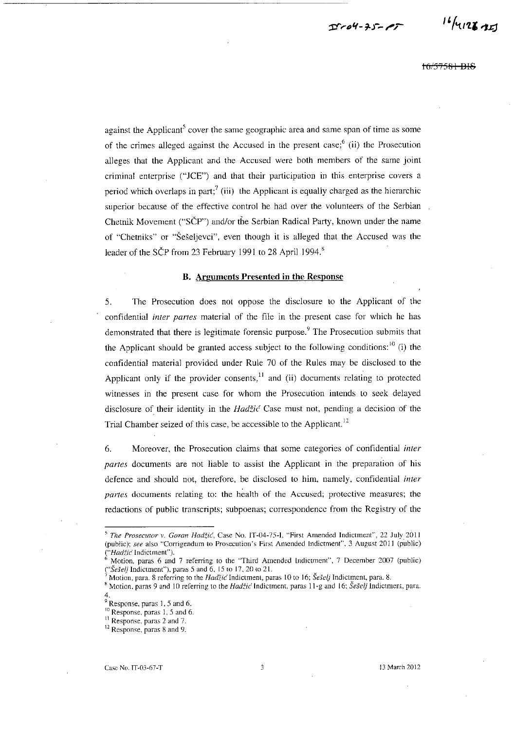against the Applicant[5] cover the same geographic area and same span of time as some of the crimes alleged against the Accused in the present case;[6] (ii) the Prosecution alleges that the Applicant and the Accused were both members of the same joint criminal enterprise ("JCE") and that their participation in this enterprise covers a period which overlaps in part;[7] (iii) the Applicant is equally charged as the hierarchic superior because of the effective control he had over the volunteers of the Serbian Chetnik Movement ("SČP") and/or the Serbian Radical Party, known under the name of "Chetniks" or "Šešeljevci", even though it is alleged that the Accused was the leader of the SČP from 23 February 1991 to 28 April 1994.[8]

### B. Arguments Presented in the Response

5. The Prosecution does not oppose the disclosure to the Applicant of the confidential *inter partes* material of the file in the present case for which he has demonstrated that there is legitimate forensic purpose.[9] The Prosecution submits that the Applicant should be granted access subject to the following conditions:[10] (i) the confidential material provided under Rule 70 of the Rules may be disclosed to the Applicant only if the provider consents,[11] and (ii) documents relating to protected witnesses in the present case for whom the Prosecution intends to seek delayed disclosure of their identity in the *Hadžić* Case must not, pending a decision of the Trial Chamber seized of this case, be accessible to the Applicant.[12]

6. Moreover, the Prosecution claims that some categories of confidential *inter partes* documents are not liable to assist the Applicant in the preparation of his defence and should not, therefore, be disclosed to him, namely, confidential *inter partes* documents relating to: the health of the Accused; protective measures; the redactions of public transcripts; subpoenas; correspondence from the Registry of the

---

[5] *The Prosecutor v. Goran Hadžić*, Case No. IT-04-75-I, "First Amended Indictment", 22 July 2011 (public); *see* also "Corrigendum to Prosecution's First Amended Indictment", 3 August 2011 (public) ("*Hadžić* Indictment").

[6] Motion, paras 6 and 7 referring to the "Third Amended Indictment", 7 December 2007 (public) ("*Šešelj* Indictment"), paras 5 and 6, 15 to 17, 20 to 21.

[7] Motion, para. 8 referring to the *Hadžić* Indictment, paras 10 to 16; *Šešelj* Indictment, para. 8.

[8] Motion, paras 9 and 10 referring to the *Hadžić* Indictment, paras 11-g and 16; *Šešelj* Indictment, para. 4.

[9] Response, paras 1, 5 and 6.

[10] Response, paras 1, 5 and 6.

[11] Response, paras 2 and 7.

[12] Response, paras 8 and 9.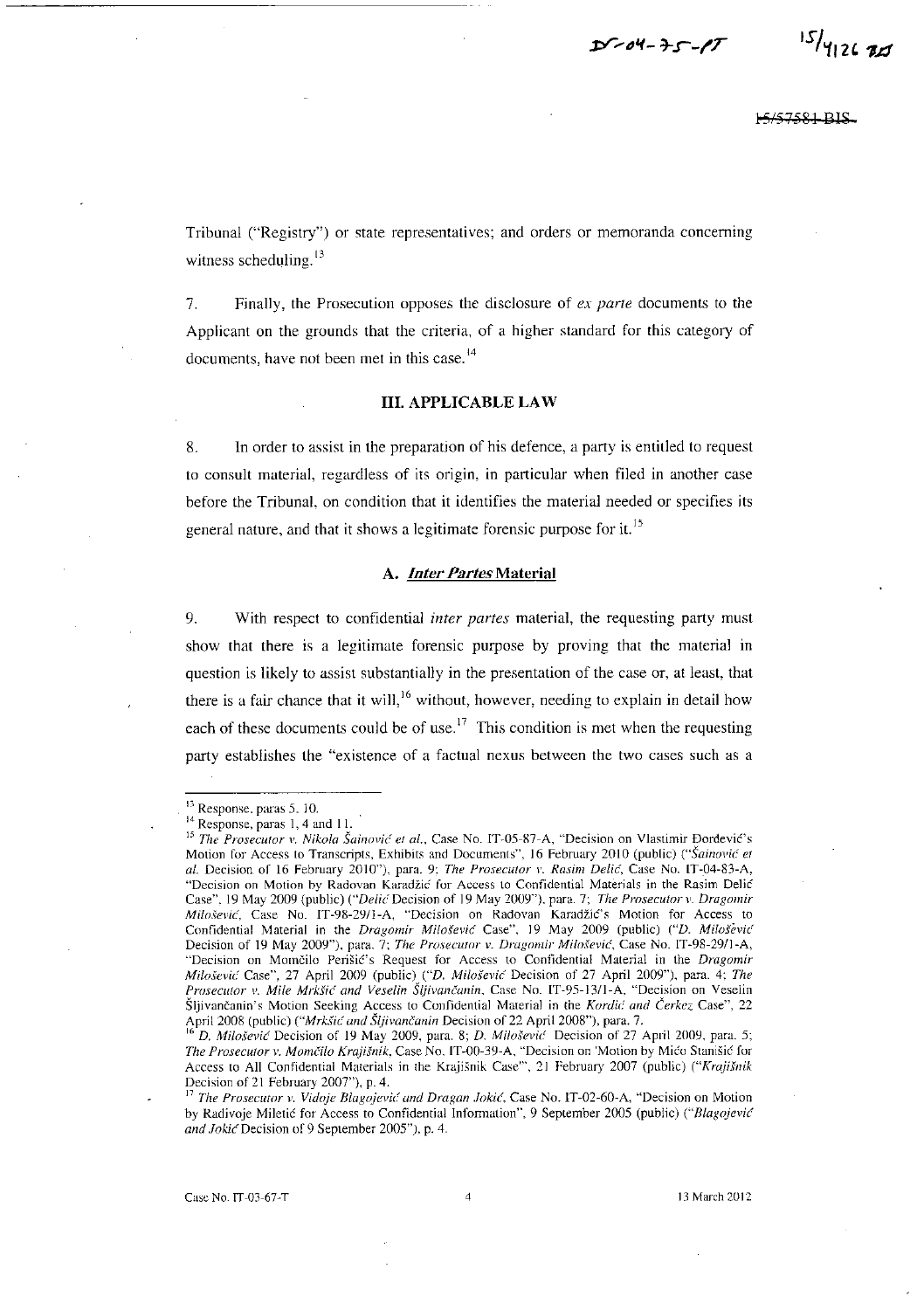Tribunal ("Registry") or state representatives; and orders or memoranda concerning witness scheduling.[13]

7. Finally, the Prosecution opposes the disclosure of *ex parte* documents to the Applicant on the grounds that the criteria, of a higher standard for this category of documents, have not been met in this case.[14]

## III. APPLICABLE LAW

8. In order to assist in the preparation of his defence, a party is entitled to request to consult material, regardless of its origin, in particular when filed in another case before the Tribunal, on condition that it identifies the material needed or specifies its general nature, and that it shows a legitimate forensic purpose for it.[15]

### A. *Inter Partes* Material

9. With respect to confidential *inter partes* material, the requesting party must show that there is a legitimate forensic purpose by proving that the material in question is likely to assist substantially in the presentation of the case or, at least, that there is a fair chance that it will,[16] without, however, needing to explain in detail how each of these documents could be of use.[17] This condition is met when the requesting party establishes the "existence of a factual nexus between the two cases such as a

---

[13] Response, paras 5, 10.

[14] Response, paras 1, 4 and 11.

[15] *The Prosecutor v. Nikola Šainović et al.*, Case No. IT-05-87-A, "Decision on Vlastimir Đorđević's Motion for Access to Transcripts, Exhibits and Documents", 16 February 2010 (public) ("*Šainović et al.* Decision of 16 February 2010"), para. 9; *The Prosecutor v. Rasim Delić*, Case No. IT-04-83-A, "Decision on Motion by Radovan Karadžić for Access to Confidential Materials in the Rasim Delić Case", 19 May 2009 (public) ("*Delić* Decision of 19 May 2009"), para. 7; *The Prosecutor v. Dragomir Milošević*, Case No. IT-98-29/1-A, "Decision on Radovan Karadžić's Motion for Access to Confidential Material in the *Dragomir Milošević* Case", 19 May 2009 (public) ("*D. Milošević* Decision of 19 May 2009"), para. 7; *The Prosecutor v. Dragomir Milošević*, Case No. IT-98-29/1-A, "Decision on Momčilo Perišić's Request for Access to Confidential Material in the *Dragomir Milošević* Case", 27 April 2009 (public) ("*D. Milošević* Decision of 27 April 2009"), para. 4; *The Prosecutor v. Mile Mrkšić and Veselin Šljivančanin*, Case No. IT-95-13/1-A, "Decision on Veselin Šljivančanin's Motion Seeking Access to Confidential Material in the *Kordić and Čerkez* Case", 22 April 2008 (public) ("*Mrkšić and Šljivančanin* Decision of 22 April 2008"), para. 7.

[16] *D. Milošević* Decision of 19 May 2009, para. 8; *D. Milošević* Decision of 27 April 2009, para. 5; *The Prosecutor v. Momčilo Krajišnik*, Case No. IT-00-39-A, "Decision on 'Motion by Mićo Stanišić for Access to All Confidential Materials in the Krajišnik Case'", 21 February 2007 (public) ("*Krajišnik* Decision of 21 February 2007"), p. 4.

[17] *The Prosecutor v. Vidoje Blagojević and Dragan Jokić*, Case No. IT-02-60-A, "Decision on Motion by Radivoje Miletić for Access to Confidential Information", 9 September 2005 (public) ("*Blagojević and Jokić* Decision of 9 September 2005"), p. 4.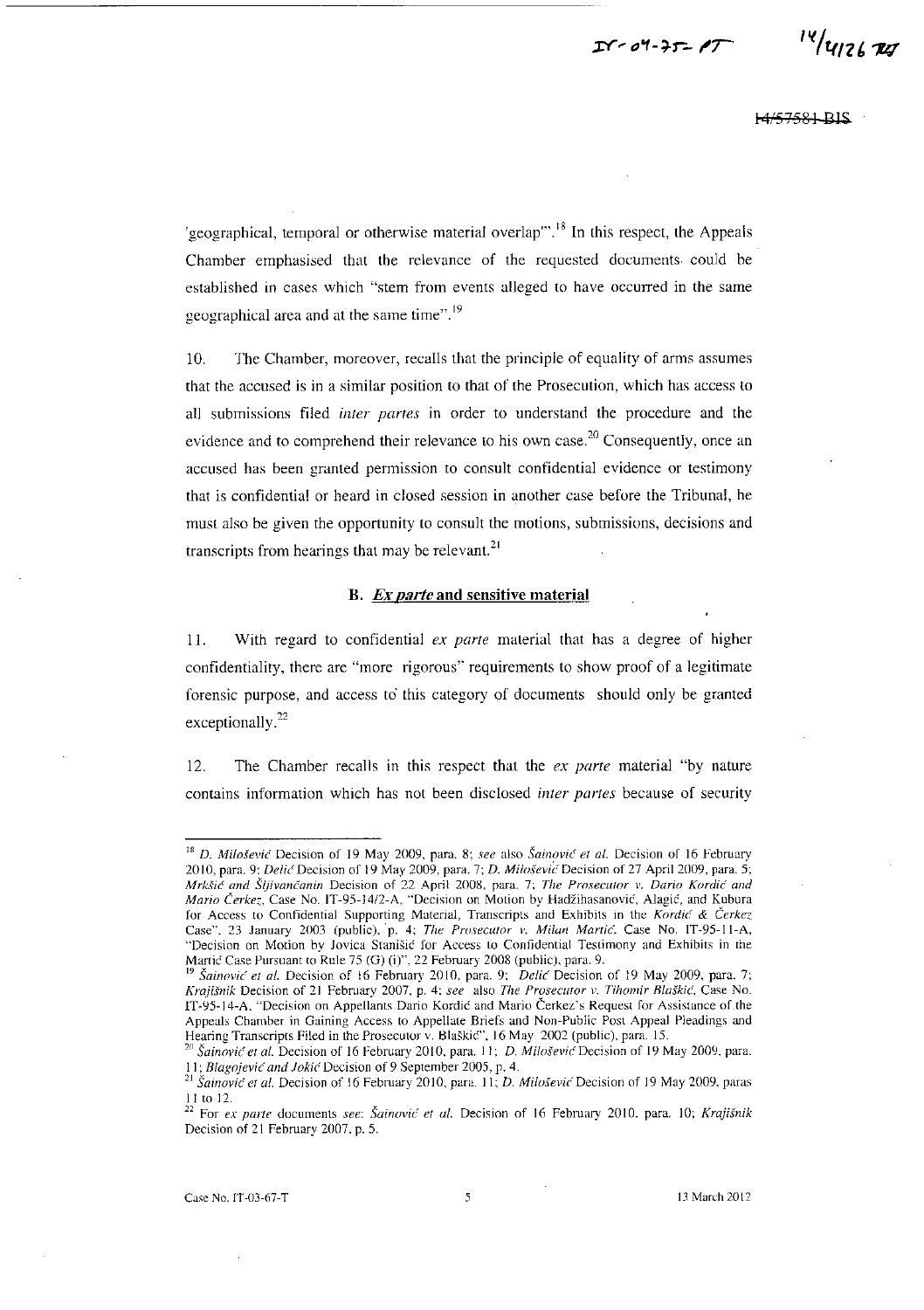'geographical, temporal or otherwise material overlap'".[18] In this respect, the Appeals Chamber emphasised that the relevance of the requested documents could be established in cases which "stem from events alleged to have occurred in the same geographical area and at the same time".[19]

10. The Chamber, moreover, recalls that the principle of equality of arms assumes that the accused is in a similar position to that of the Prosecution, which has access to all submissions filed *inter partes* in order to understand the procedure and the evidence and to comprehend their relevance to his own case.[20] Consequently, once an accused has been granted permission to consult confidential evidence or testimony that is confidential or heard in closed session in another case before the Tribunal, he must also be given the opportunity to consult the motions, submissions, decisions and transcripts from hearings that may be relevant.[21]

### B. *Ex parte* and sensitive material

11. With regard to confidential *ex parte* material that has a degree of higher confidentiality, there are "more rigorous" requirements to show proof of a legitimate forensic purpose, and access to this category of documents should only be granted exceptionally.[22]

12. The Chamber recalls in this respect that the *ex parte* material "by nature contains information which has not been disclosed *inter partes* because of security

---

[18] *D. Milošević* Decision of 19 May 2009, para. 8; *see* also *Šainović et al.* Decision of 16 February 2010, para. 9; *Delić* Decision of 19 May 2009, para. 7; *D. Milošević* Decision of 27 April 2009, para. 5; *Mrkšić and Šljivančanin* Decision of 22 April 2008, para. 7; *The Prosecutor v. Dario Kordić and Mario Čerkez*, Case No. IT-95-14/2-A, "Decision on Motion by Hadžihasanović, Alagić, and Kubura for Access to Confidential Supporting Material, Transcripts and Exhibits in the *Kordić & Čerkez* Case", 23 January 2003 (public), p. 4; *The Prosecutor v. Milan Martić*, Case No. IT-95-11-A, "Decision on Motion by Jovica Stanišić for Access to Confidential Testimony and Exhibits in the Martić Case Pursuant to Rule 75 (G) (i)", 22 February 2008 (public), para. 9.

[19] *Šainović et al.* Decision of 16 February 2010, para. 9; *Delić* Decision of 19 May 2009, para. 7; *Krajišnik* Decision of 21 February 2007, p. 4; *see* also *The Prosecutor v. Tihomir Blaškić*, Case No. IT-95-14-A, "Decision on Appellants Dario Kordić and Mario Čerkez's Request for Assistance of the Appeals Chamber in Gaining Access to Appellate Briefs and Non-Public Post Appeal Pleadings and Hearing Transcripts Filed in the Prosecutor v. Blaškić", 16 May 2002 (public), para. 15.

[20] *Šainović et al.* Decision of 16 February 2010, para. 11; *D. Milošević* Decision of 19 May 2009, para. 11; *Blagojević and Jokić* Decision of 9 September 2005, p. 4.

[21] *Šainović et al.* Decision of 16 February 2010, para. 11; *D. Milošević* Decision of 19 May 2009, paras 11 to 12.

[22] For *ex parte* documents *see*: *Šainović et al.* Decision of 16 February 2010, para. 10; *Krajišnik* Decision of 21 February 2007, p. 5.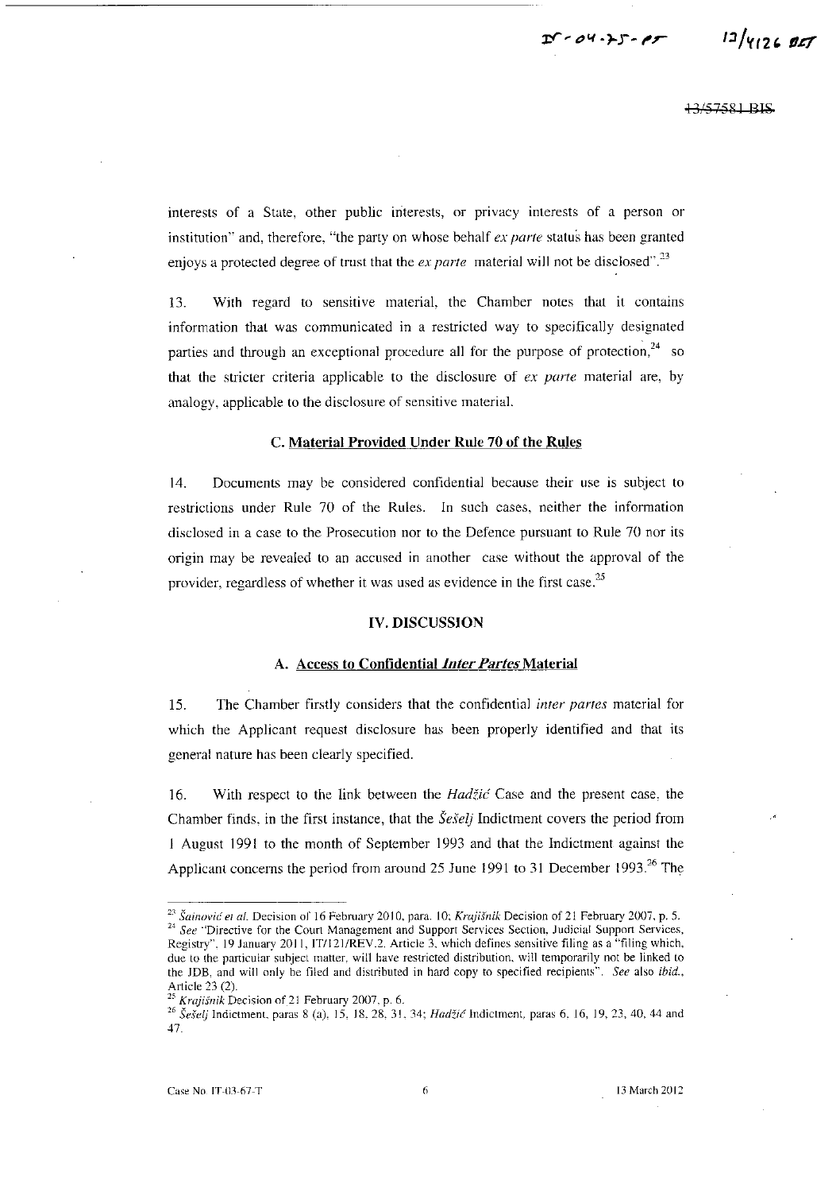interests of a State, other public interests, or privacy interests of a person or institution" and, therefore, "the party on whose behalf *ex parte* status has been granted enjoys a protected degree of trust that the *ex parte* material will not be disclosed".[23]

13. With regard to sensitive material, the Chamber notes that it contains information that was communicated in a restricted way to specifically designated parties and through an exceptional procedure all for the purpose of protection,[24] so that the stricter criteria applicable to the disclosure of *ex parte* material are, by analogy, applicable to the disclosure of sensitive material.

### C. Material Provided Under Rule 70 of the Rules

14. Documents may be considered confidential because their use is subject to restrictions under Rule 70 of the Rules. In such cases, neither the information disclosed in a case to the Prosecution nor to the Defence pursuant to Rule 70 nor its origin may be revealed to an accused in another case without the approval of the provider, regardless of whether it was used as evidence in the first case.[25]

## IV. DISCUSSION

### A. Access to Confidential *Inter Partes* Material

15. The Chamber firstly considers that the confidential *inter partes* material for which the Applicant request disclosure has been properly identified and that its general nature has been clearly specified.

16. With respect to the link between the *Hadžić* Case and the present case, the Chamber finds, in the first instance, that the *Šešelj* Indictment covers the period from 1 August 1991 to the month of September 1993 and that the Indictment against the Applicant concerns the period from around 25 June 1991 to 31 December 1993.[26] The

---

[23] *Šainović et al.* Decision of 16 February 2010, para. 10; *Krajišnik* Decision of 21 February 2007, p. 5.

[24] *See* "Directive for the Court Management and Support Services Section, Judicial Support Services, Registry", 19 January 2011, IT/121/REV.2, Article 3, which defines sensitive filing as a "filing which, due to the particular subject matter, will have restricted distribution, will temporarily not be linked to the JDB, and will only be filed and distributed in hard copy to specified recipients". *See* also *ibid.*, Article 23 (2).

[25] *Krajišnik* Decision of 21 February 2007, p. 6.

[26] *Šešelj* Indictment, paras 8 (a), 15, 18, 28, 31, 34; *Hadžić* Indictment, paras 6, 16, 19, 23, 40, 44 and 47.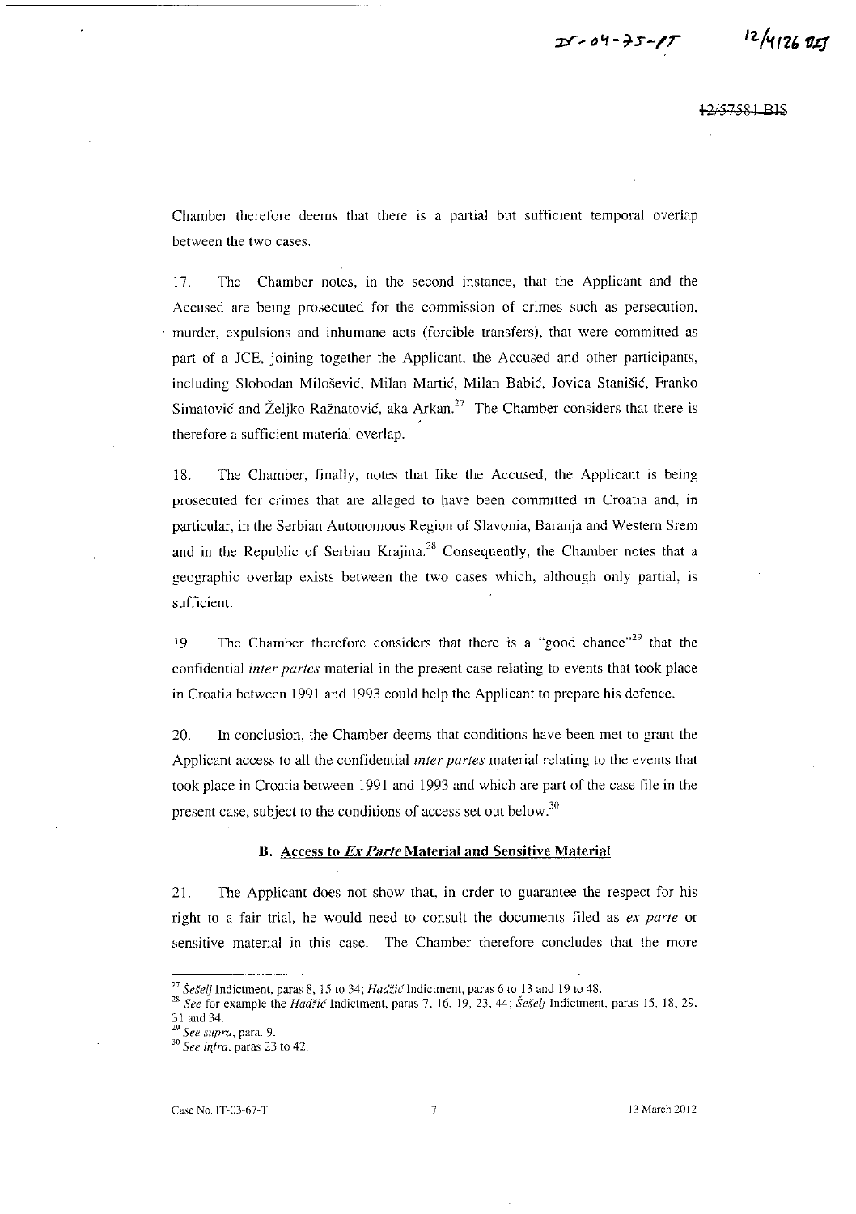Chamber therefore deems that there is a partial but sufficient temporal overlap between the two cases.

17. The Chamber notes, in the second instance, that the Applicant and the Accused are being prosecuted for the commission of crimes such as persecution, murder, expulsions and inhumane acts (forcible transfers), that were committed as part of a JCE, joining together the Applicant, the Accused and other participants, including Slobodan Milošević, Milan Martić, Milan Babić, Jovica Stanišić, Franko Simatović and Željko Ražnatović, aka Arkan.[27] The Chamber considers that there is therefore a sufficient material overlap.

18. The Chamber, finally, notes that like the Accused, the Applicant is being prosecuted for crimes that are alleged to have been committed in Croatia and, in particular, in the Serbian Autonomous Region of Slavonia, Baranja and Western Srem and in the Republic of Serbian Krajina.[28] Consequently, the Chamber notes that a geographic overlap exists between the two cases which, although only partial, is sufficient.

19. The Chamber therefore considers that there is a "good chance"[29] that the confidential *inter partes* material in the present case relating to events that took place in Croatia between 1991 and 1993 could help the Applicant to prepare his defence.

20. In conclusion, the Chamber deems that conditions have been met to grant the Applicant access to all the confidential *inter partes* material relating to the events that took place in Croatia between 1991 and 1993 and which are part of the case file in the present case, subject to the conditions of access set out below.[30]

### B. Access to *Ex Parte* Material and Sensitive Material

21. The Applicant does not show that, in order to guarantee the respect for his right to a fair trial, he would need to consult the documents filed as *ex parte* or sensitive material in this case. The Chamber therefore concludes that the more

---

[27] *Šešelj* Indictment, paras 8, 15 to 34; *Hadžić* Indictment, paras 6 to 13 and 19 to 48.

[28] *See* for example the *Hadžić* Indictment, paras 7, 16, 19, 23, 44; *Šešelj* Indictment, paras 15, 18, 29, 31 and 34.

[29] *See supra*, para. 9.

[30] *See infra*, paras 23 to 42.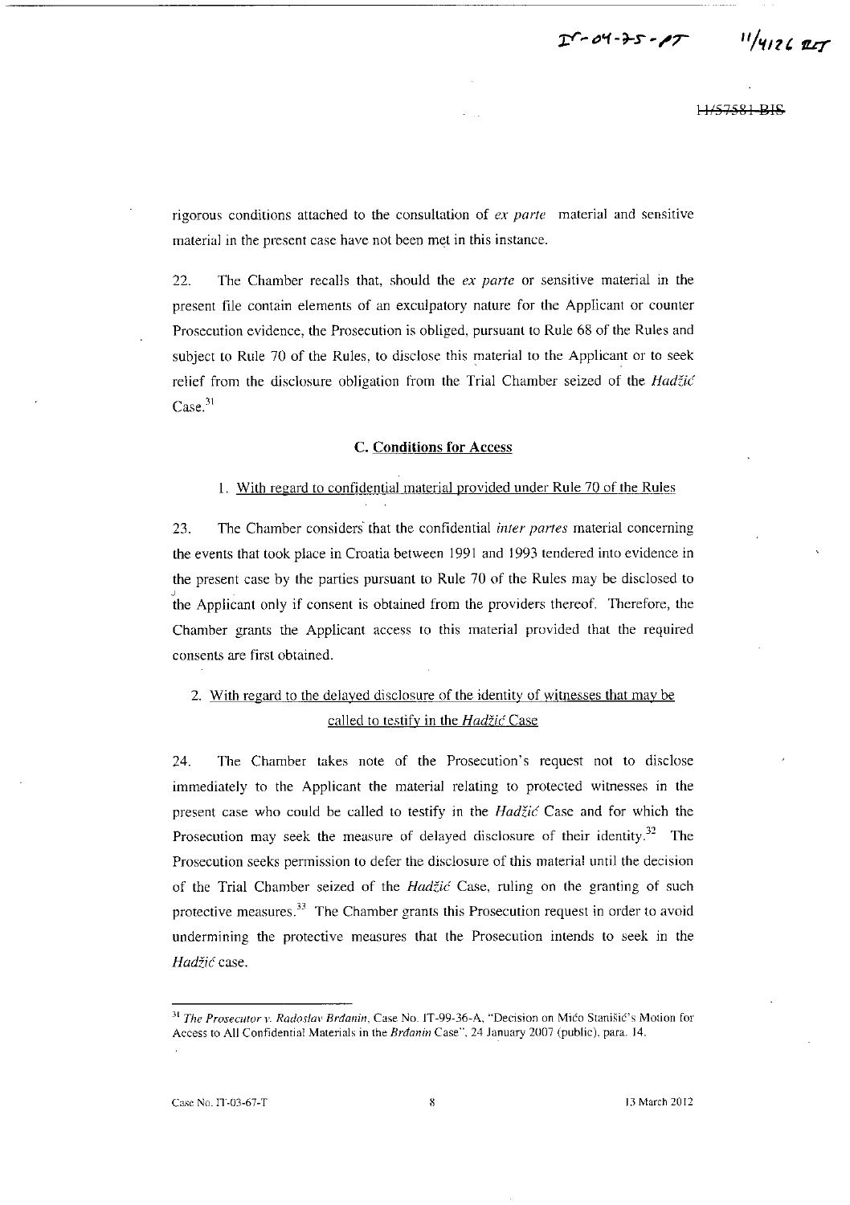rigorous conditions attached to the consultation of *ex parte* material and sensitive material in the present case have not been met in this instance.

22. The Chamber recalls that, should the *ex parte* or sensitive material in the present file contain elements of an exculpatory nature for the Applicant or counter Prosecution evidence, the Prosecution is obliged, pursuant to Rule 68 of the Rules and subject to Rule 70 of the Rules, to disclose this material to the Applicant or to seek relief from the disclosure obligation from the Trial Chamber seized of the *Hadžić* Case.[31]

### C. Conditions for Access

#### 1. With regard to confidential material provided under Rule 70 of the Rules

23. The Chamber considers that the confidential *inter partes* material concerning the events that took place in Croatia between 1991 and 1993 tendered into evidence in the present case by the parties pursuant to Rule 70 of the Rules may be disclosed to the Applicant only if consent is obtained from the providers thereof. Therefore, the Chamber grants the Applicant access to this material provided that the required consents are first obtained.

#### 2. With regard to the delayed disclosure of the identity of witnesses that may be called to testify in the *Hadžić* Case

24. The Chamber takes note of the Prosecution's request not to disclose immediately to the Applicant the material relating to protected witnesses in the present case who could be called to testify in the *Hadžić* Case and for which the Prosecution may seek the measure of delayed disclosure of their identity.[32] The Prosecution seeks permission to defer the disclosure of this material until the decision of the Trial Chamber seized of the *Hadžić* Case, ruling on the granting of such protective measures.[33] The Chamber grants this Prosecution request in order to avoid undermining the protective measures that the Prosecution intends to seek in the *Hadžić* case.

---

[31] *The Prosecutor v. Radoslav Brđanin*, Case No. IT-99-36-A, "Decision on Mićo Stanišić's Motion for Access to All Confidential Materials in the *Brđanin* Case", 24 January 2007 (public), para. 14.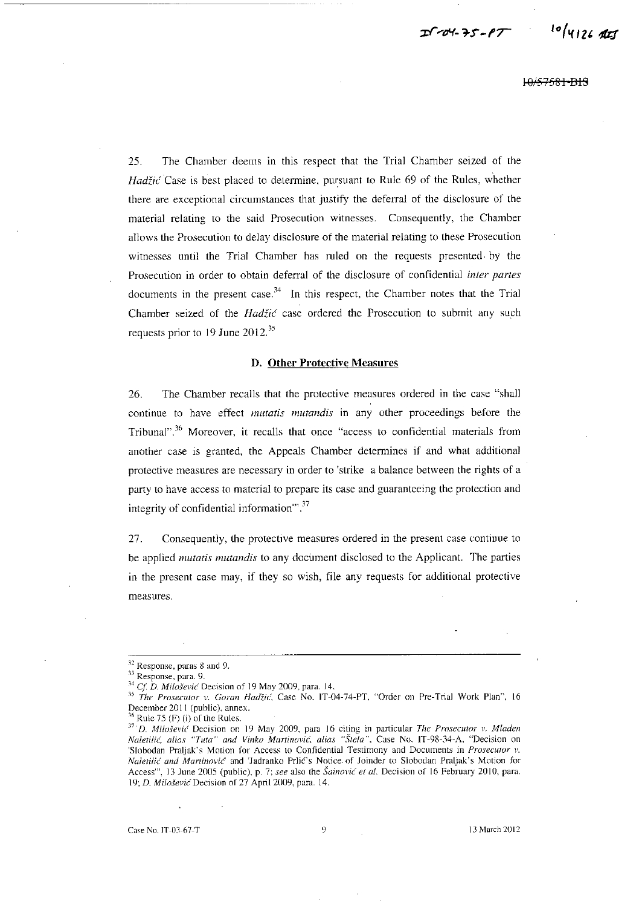25. The Chamber deems in this respect that the Trial Chamber seized of the *Hadžić* Case is best placed to determine, pursuant to Rule 69 of the Rules, whether there are exceptional circumstances that justify the deferral of the disclosure of the material relating to the said Prosecution witnesses. Consequently, the Chamber allows the Prosecution to delay disclosure of the material relating to these Prosecution witnesses until the Trial Chamber has ruled on the requests presented by the Prosecution in order to obtain deferral of the disclosure of confidential *inter partes* documents in the present case.[34] In this respect, the Chamber notes that the Trial Chamber seized of the *Hadžić* case ordered the Prosecution to submit any such requests prior to 19 June 2012.[35]

### D. Other Protective Measures

26. The Chamber recalls that the protective measures ordered in the case "shall continue to have effect *mutatis mutandis* in any other proceedings before the Tribunal".[36] Moreover, it recalls that once "access to confidential materials from another case is granted, the Appeals Chamber determines if and what additional protective measures are necessary in order to 'strike a balance between the rights of a party to have access to material to prepare its case and guaranteeing the protection and integrity of confidential information'".[37]

27. Consequently, the protective measures ordered in the present case continue to be applied *mutatis mutandis* to any document disclosed to the Applicant. The parties in the present case may, if they so wish, file any requests for additional protective measures.

---

[32] Response, paras 8 and 9.

[33] Response, para. 9.

[34] *Cf. D. Milošević* Decision of 19 May 2009, para. 14.

[35] *The Prosecutor v. Goran Hadžić*, Case No. IT-04-74-PT, "Order on Pre-Trial Work Plan", 16 December 2011 (public), annex.

[36] Rule 75 (F) (i) of the Rules.

[37] *D. Milošević* Decision on 19 May 2009, para 16 citing in particular *The Prosecutor v. Mladen Naletilić, alias "Tuta" and Vinko Martinović, alias "Štela"*, Case No. IT-98-34-A, "Decision on 'Slobodan Praljak's Motion for Access to Confidential Testimony and Documents in *Prosecutor v. Naletilić and Martinović*' and 'Jadranko Prlić's Notice of Joinder to Slobodan Praljak's Motion for Access'", 13 June 2005 (public), p. 7; *see* also the *Šainović et al.* Decision of 16 February 2010, para. 19; *D. Milošević* Decision of 27 April 2009, para. 14.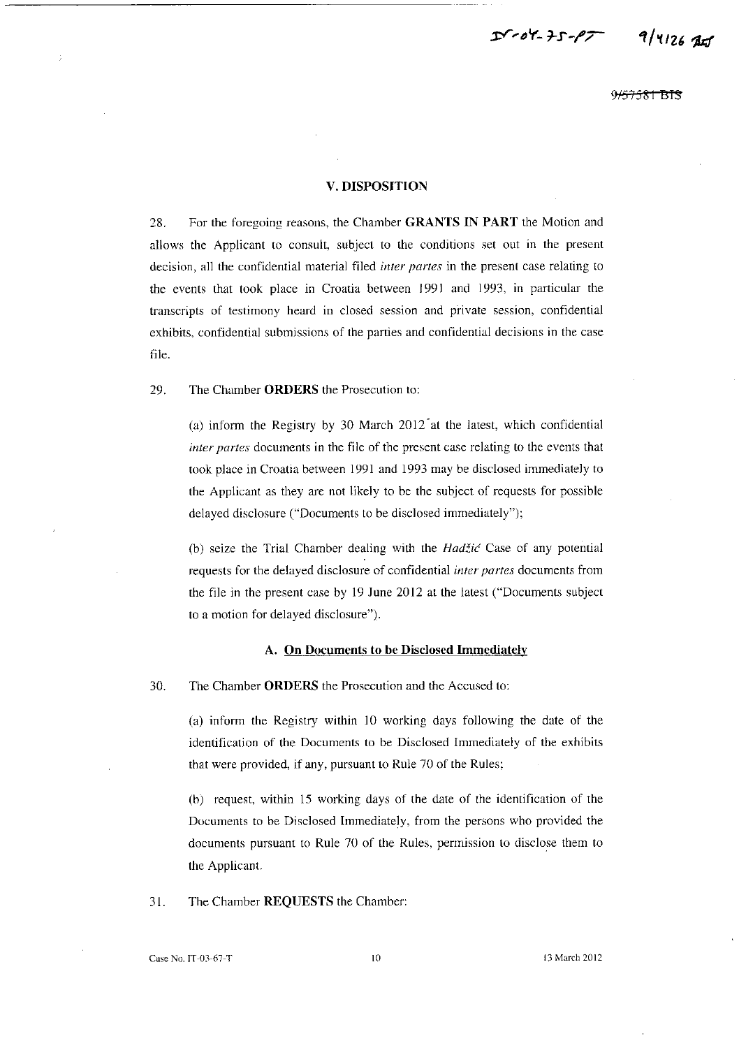## V. DISPOSITION

28. For the foregoing reasons, the Chamber **GRANTS IN PART** the Motion and allows the Applicant to consult, subject to the conditions set out in the present decision, all the confidential material filed *inter partes* in the present case relating to the events that took place in Croatia between 1991 and 1993, in particular the transcripts of testimony heard in closed session and private session, confidential exhibits, confidential submissions of the parties and confidential decisions in the case file.

29. The Chamber **ORDERS** the Prosecution to:

(a) inform the Registry by 30 March 2012 at the latest, which confidential *inter partes* documents in the file of the present case relating to the events that took place in Croatia between 1991 and 1993 may be disclosed immediately to the Applicant as they are not likely to be the subject of requests for possible delayed disclosure ("Documents to be disclosed immediately");

(b) seize the Trial Chamber dealing with the *Hadžić* Case of any potential requests for the delayed disclosure of confidential *inter partes* documents from the file in the present case by 19 June 2012 at the latest ("Documents subject to a motion for delayed disclosure").

### A. On Documents to be Disclosed Immediately

30. The Chamber **ORDERS** the Prosecution and the Accused to:

(a) inform the Registry within 10 working days following the date of the identification of the Documents to be Disclosed Immediately of the exhibits that were provided, if any, pursuant to Rule 70 of the Rules;

(b) request, within 15 working days of the date of the identification of the Documents to be Disclosed Immediately, from the persons who provided the documents pursuant to Rule 70 of the Rules, permission to disclose them to the Applicant.

31. The Chamber **REQUESTS** the Chamber: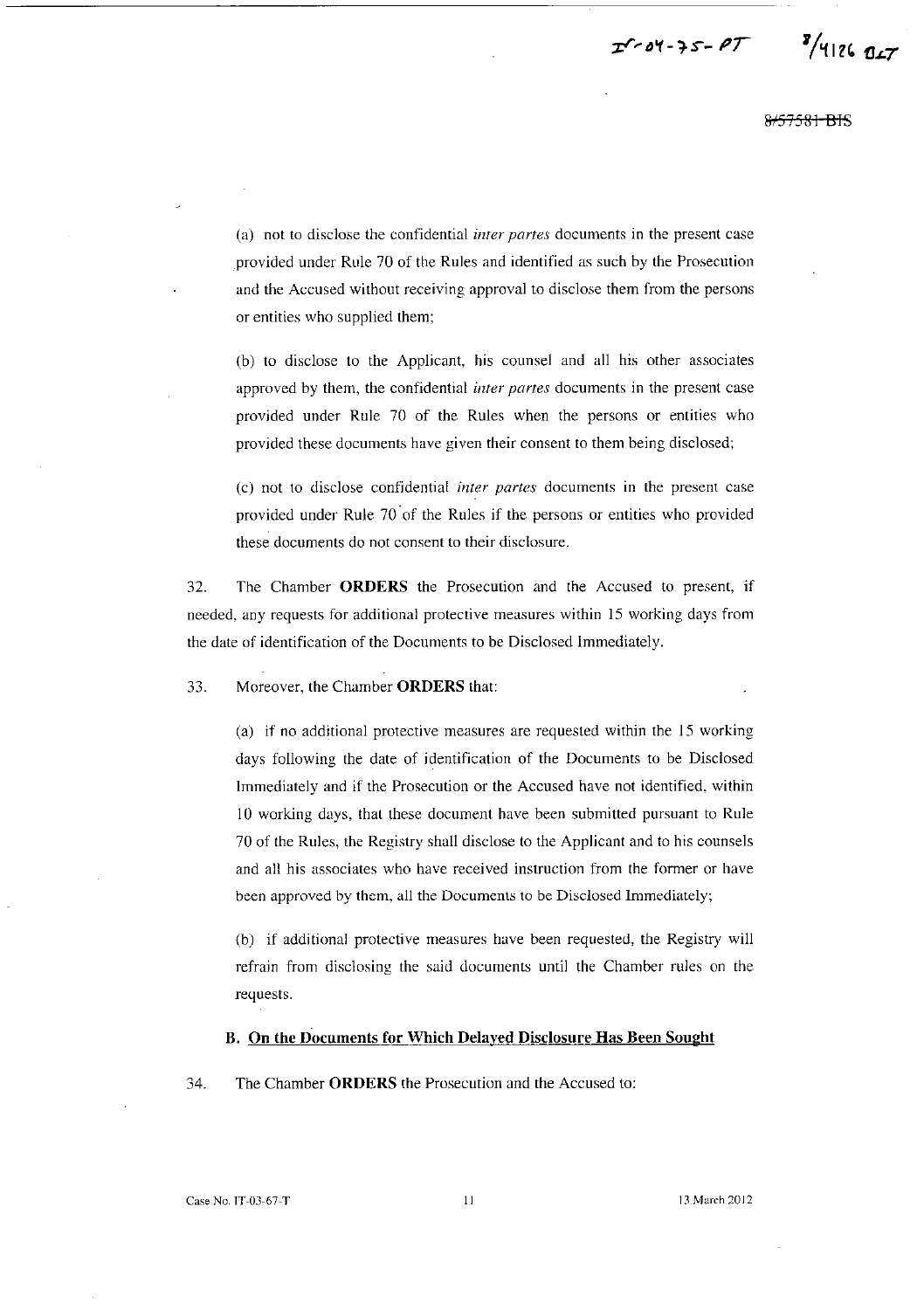(a) not to disclose the confidential *inter partes* documents in the present case provided under Rule 70 of the Rules and identified as such by the Prosecution and the Accused without receiving approval to disclose them from the persons or entities who supplied them;

(b) to disclose to the Applicant, his counsel and all his other associates approved by them, the confidential *inter partes* documents in the present case provided under Rule 70 of the Rules when the persons or entities who provided these documents have given their consent to them being disclosed;

(c) not to disclose confidential *inter partes* documents in the present case provided under Rule 70 of the Rules if the persons or entities who provided these documents do not consent to their disclosure.

32. The Chamber **ORDERS** the Prosecution and the Accused to present, if needed, any requests for additional protective measures within 15 working days from the date of identification of the Documents to be Disclosed Immediately.

33. Moreover, the Chamber **ORDERS** that:

(a) if no additional protective measures are requested within the 15 working days following the date of identification of the Documents to be Disclosed Immediately and if the Prosecution or the Accused have not identified, within 10 working days, that these document have been submitted pursuant to Rule 70 of the Rules, the Registry shall disclose to the Applicant and to his counsels and all his associates who have received instruction from the former or have been approved by them, all the Documents to be Disclosed Immediately;

(b) if additional protective measures have been requested, the Registry will refrain from disclosing the said documents until the Chamber rules on the requests.

### B. On the Documents for Which Delayed Disclosure Has Been Sought

34. The Chamber **ORDERS** the Prosecution and the Accused to: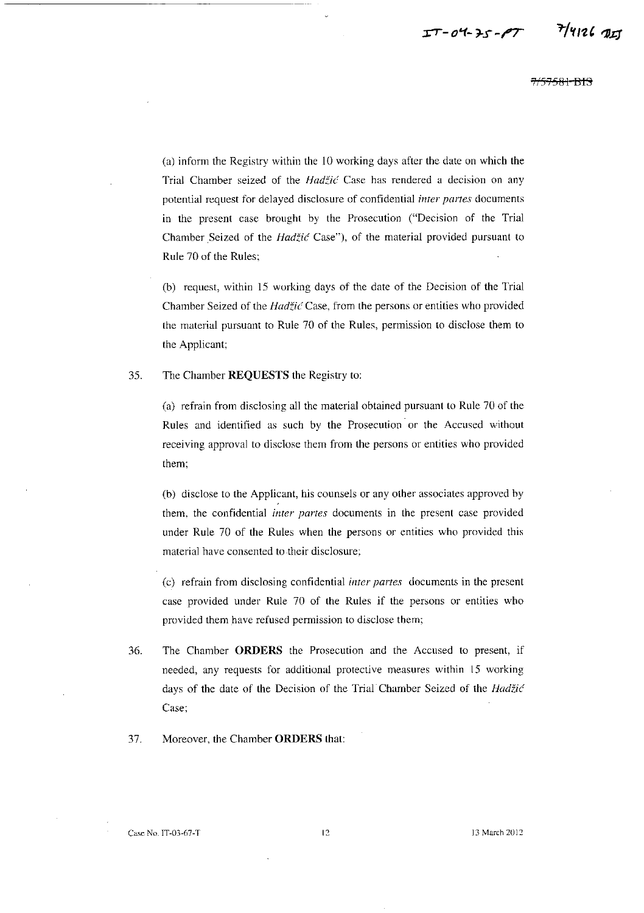(a) inform the Registry within the 10 working days after the date on which the Trial Chamber seized of the *Hadžić* Case has rendered a decision on any potential request for delayed disclosure of confidential *inter partes* documents in the present case brought by the Prosecution ("Decision of the Trial Chamber Seized of the *Hadžić* Case"), of the material provided pursuant to Rule 70 of the Rules;

(b) request, within 15 working days of the date of the Decision of the Trial Chamber Seized of the *Hadžić* Case, from the persons or entities who provided the material pursuant to Rule 70 of the Rules, permission to disclose them to the Applicant;

35. The Chamber **REQUESTS** the Registry to:

(a) refrain from disclosing all the material obtained pursuant to Rule 70 of the Rules and identified as such by the Prosecution or the Accused without receiving approval to disclose them from the persons or entities who provided them;

(b) disclose to the Applicant, his counsels or any other associates approved by them, the confidential *inter partes* documents in the present case provided under Rule 70 of the Rules when the persons or entities who provided this material have consented to their disclosure;

(c) refrain from disclosing confidential *inter partes* documents in the present case provided under Rule 70 of the Rules if the persons or entities who provided them have refused permission to disclose them;

36. The Chamber **ORDERS** the Prosecution and the Accused to present, if needed, any requests for additional protective measures within 15 working days of the date of the Decision of the Trial Chamber Seized of the *Hadžić* Case;

37. Moreover, the Chamber **ORDERS** that: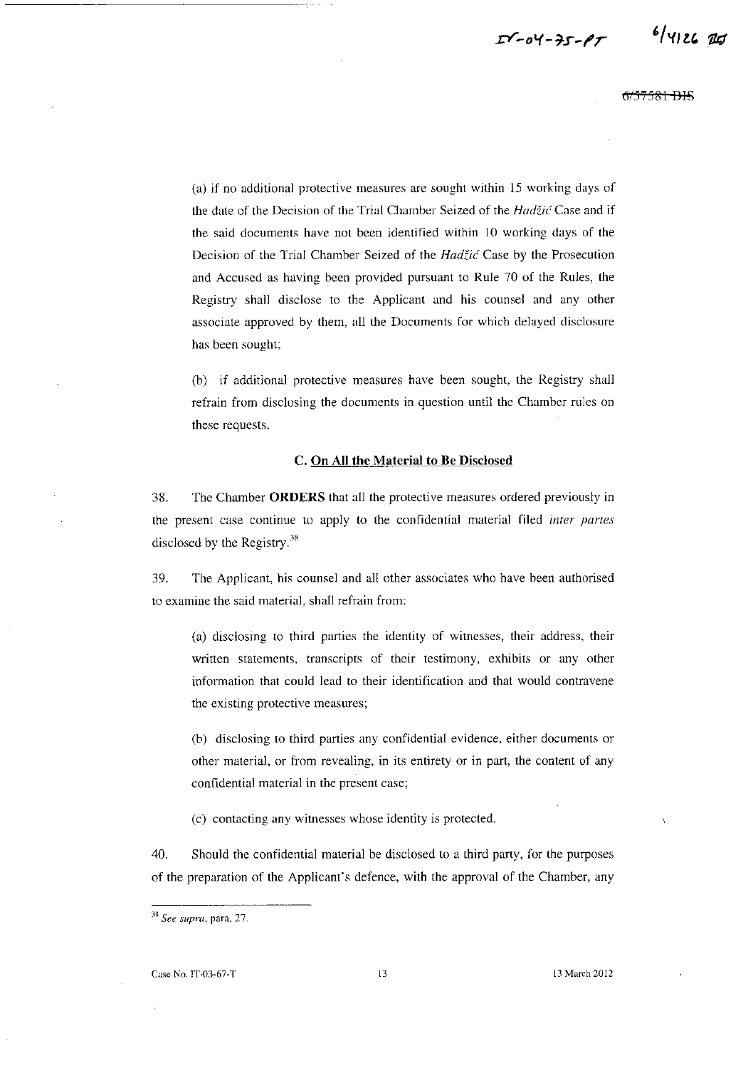(a) if no additional protective measures are sought within 15 working days of the date of the Decision of the Trial Chamber Seized of the *Hadžić* Case and if the said documents have not been identified within 10 working days of the Decision of the Trial Chamber Seized of the *Hadžić* Case by the Prosecution and Accused as having been provided pursuant to Rule 70 of the Rules, the Registry shall disclose to the Applicant and his counsel and any other associate approved by them, all the Documents for which delayed disclosure has been sought;

(b) if additional protective measures have been sought, the Registry shall refrain from disclosing the documents in question until the Chamber rules on these requests.

### C. On All the Material to Be Disclosed

38. The Chamber **ORDERS** that all the protective measures ordered previously in the present case continue to apply to the confidential material filed *inter partes* disclosed by the Registry.[38]

39. The Applicant, his counsel and all other associates who have been authorised to examine the said material, shall refrain from:

(a) disclosing to third parties the identity of witnesses, their address, their written statements, transcripts of their testimony, exhibits or any other information that could lead to their identification and that would contravene the existing protective measures;

(b) disclosing to third parties any confidential evidence, either documents or other material, or from revealing, in its entirety or in part, the content of any confidential material in the present case;

(c) contacting any witnesses whose identity is protected.

40. Should the confidential material be disclosed to a third party, for the purposes of the preparation of the Applicant's defence, with the approval of the Chamber, any

---

[38] *See supra*, para. 27.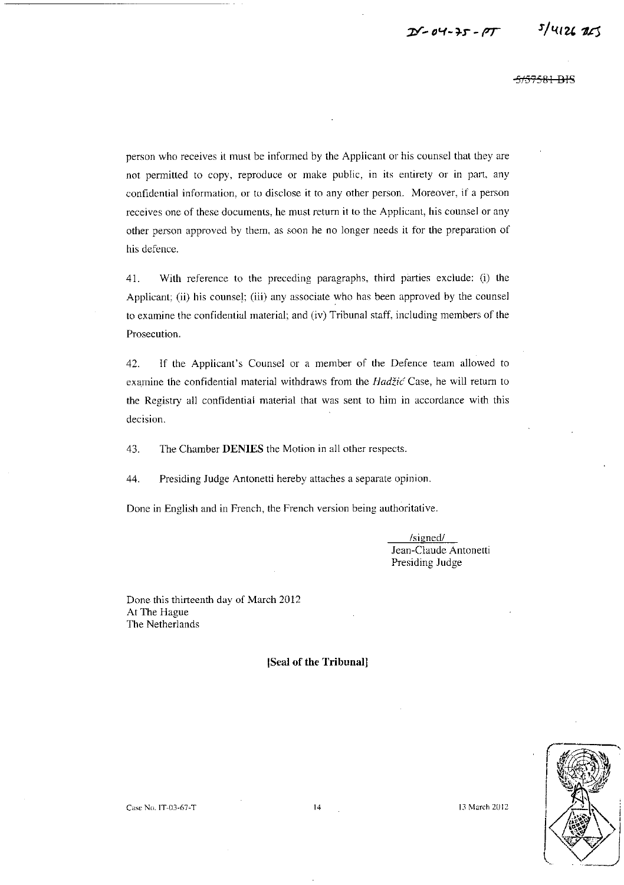person who receives it must be informed by the Applicant or his counsel that they are not permitted to copy, reproduce or make public, in its entirety or in part, any confidential information, or to disclose it to any other person. Moreover, if a person receives one of these documents, he must return it to the Applicant, his counsel or any other person approved by them, as soon he no longer needs it for the preparation of his defence.

41. With reference to the preceding paragraphs, third parties exclude: (i) the Applicant; (ii) his counsel; (iii) any associate who has been approved by the counsel to examine the confidential material; and (iv) Tribunal staff, including members of the Prosecution.

42. If the Applicant's Counsel or a member of the Defence team allowed to examine the confidential material withdraws from the *Hadžić* Case, he will return to the Registry all confidential material that was sent to him in accordance with this decision.

43. The Chamber **DENIES** the Motion in all other respects.

44. Presiding Judge Antonetti hereby attaches a separate opinion.

Done in English and in French, the French version being authoritative.

/signed/
Jean-Claude Antonetti
Presiding Judge

Done this thirteenth day of March 2012
At The Hague
The Netherlands

**[Seal of the Tribunal]**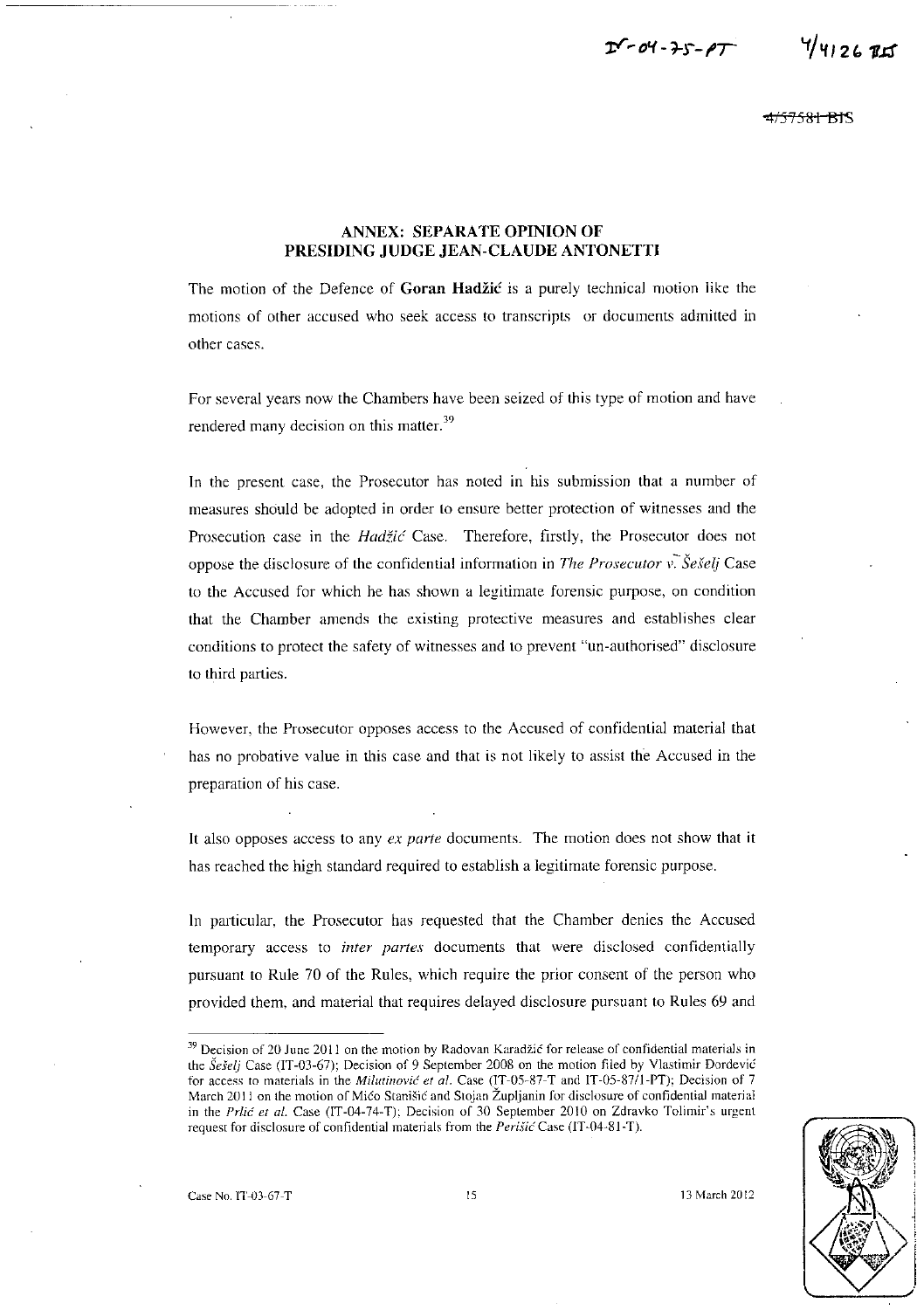## ANNEX: SEPARATE OPINION OF PRESIDING JUDGE JEAN-CLAUDE ANTONETTI

The motion of the Defence of **Goran Hadžić** is a purely technical motion like the motions of other accused who seek access to transcripts or documents admitted in other cases.

For several years now the Chambers have been seized of this type of motion and have rendered many decision on this matter.[39]

In the present case, the Prosecutor has noted in his submission that a number of measures should be adopted in order to ensure better protection of witnesses and the Prosecution case in the *Hadžić* Case. Therefore, firstly, the Prosecutor does not oppose the disclosure of the confidential information in *The Prosecutor v. Šešelj* Case to the Accused for which he has shown a legitimate forensic purpose, on condition that the Chamber amends the existing protective measures and establishes clear conditions to protect the safety of witnesses and to prevent "un-authorised" disclosure to third parties.

However, the Prosecutor opposes access to the Accused of confidential material that has no probative value in this case and that is not likely to assist the Accused in the preparation of his case.

It also opposes access to any *ex parte* documents. The motion does not show that it has reached the high standard required to establish a legitimate forensic purpose.

In particular, the Prosecutor has requested that the Chamber denies the Accused temporary access to *inter partes* documents that were disclosed confidentially pursuant to Rule 70 of the Rules, which require the prior consent of the person who provided them, and material that requires delayed disclosure pursuant to Rules 69 and

---

[39] Decision of 20 June 2011 on the motion by Radovan Karadžić for release of confidential materials in the *Šešelj* Case (IT-03-67); Decision of 9 September 2008 on the motion filed by Vlastimir Đorđević for access to materials in the *Milutinović et al.* Case (IT-05-87-T and IT-05-87/1-PT); Decision of 7 March 2011 on the motion of Mićo Stanišić and Stojan Župljanin for disclosure of confidential material in the *Prlić et al.* Case (IT-04-74-T); Decision of 30 September 2010 on Zdravko Tolimir's urgent request for disclosure of confidential materials from the *Perišić* Case (IT-04-81-T).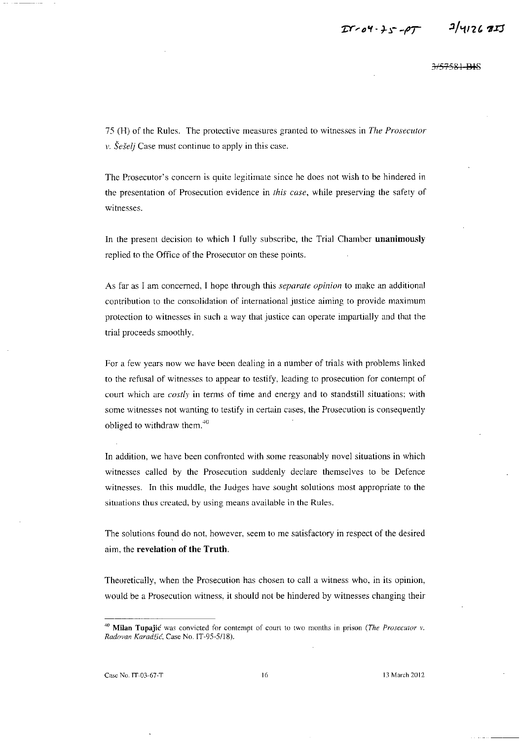75 (H) of the Rules. The protective measures granted to witnesses in *The Prosecutor v. Šešelj* Case must continue to apply in this case.

The Prosecutor's concern is quite legitimate since he does not wish to be hindered in the presentation of Prosecution evidence in *this case*, while preserving the safety of witnesses.

In the present decision to which I fully subscribe, the Trial Chamber **unanimously** replied to the Office of the Prosecutor on these points.

As far as I am concerned, I hope through this *separate opinion* to make an additional contribution to the consolidation of international justice aiming to provide maximum protection to witnesses in such a way that justice can operate impartially and that the trial proceeds smoothly.

For a few years now we have been dealing in a number of trials with problems linked to the refusal of witnesses to appear to testify, leading to prosecution for contempt of court which are *costly* in terms of time and energy and to standstill situations; with some witnesses not wanting to testify in certain cases, the Prosecution is consequently obliged to withdraw them.[40]

In addition, we have been confronted with some reasonably novel situations in which witnesses called by the Prosecution suddenly declare themselves to be Defence witnesses. In this muddle, the Judges have sought solutions most appropriate to the situations thus created, by using means available in the Rules.

The solutions found do not, however, seem to me satisfactory in respect of the desired aim, the **revelation of the Truth**.

Theoretically, when the Prosecution has chosen to call a witness who, in its opinion, would be a Prosecution witness, it should not be hindered by witnesses changing their

---

[40] **Milan Tupajić** was convicted for contempt of court to two months in prison (*The Prosecutor v. Radovan Karadžić*, Case No. IT-95-5/18).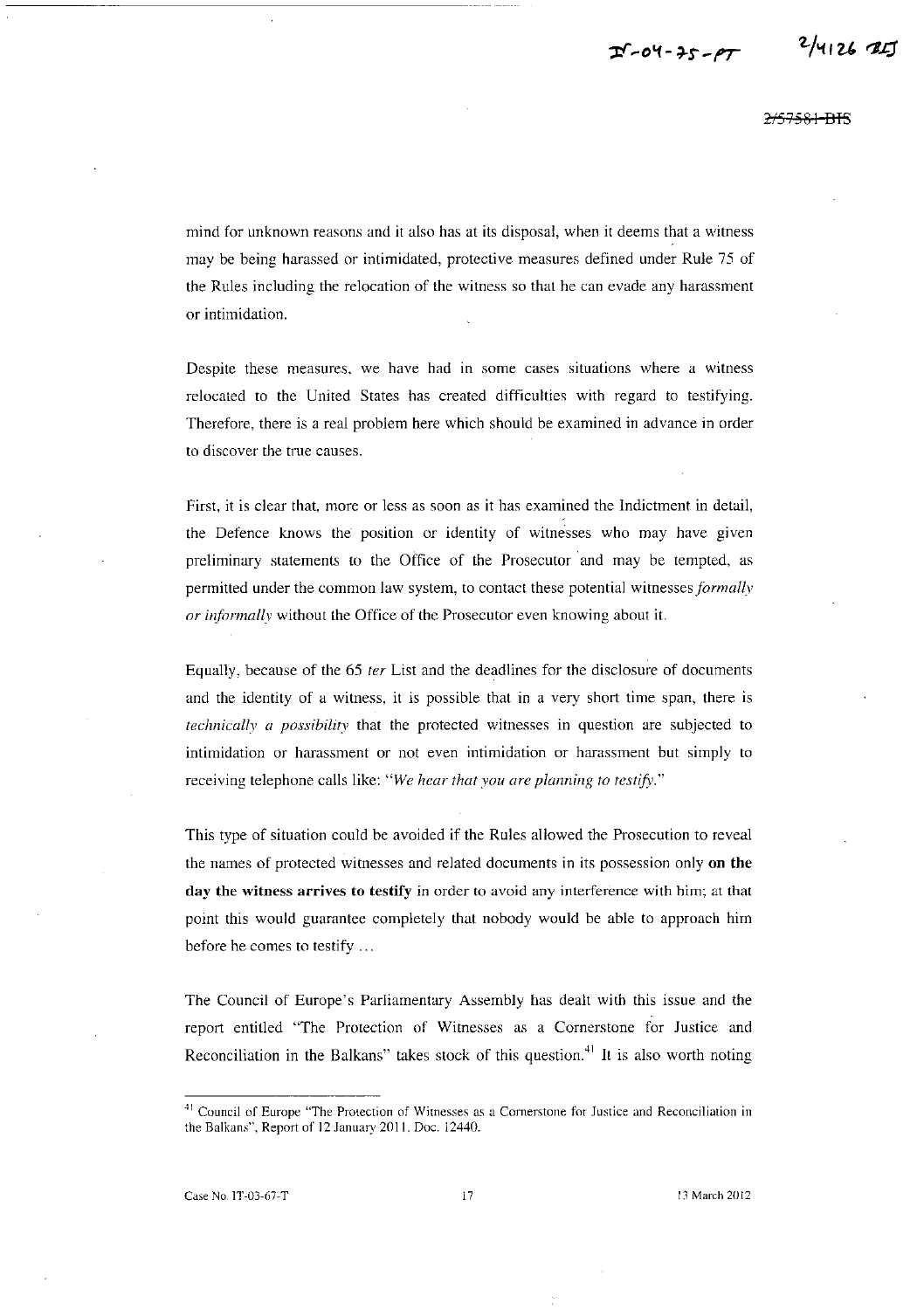mind for unknown reasons and it also has at its disposal, when it deems that a witness may be being harassed or intimidated, protective measures defined under Rule 75 of the Rules including the relocation of the witness so that he can evade any harassment or intimidation.

Despite these measures, we have had in some cases situations where a witness relocated to the United States has created difficulties with regard to testifying. Therefore, there is a real problem here which should be examined in advance in order to discover the true causes.

First, it is clear that, more or less as soon as it has examined the Indictment in detail, the Defence knows the position or identity of witnesses who may have given preliminary statements to the Office of the Prosecutor and may be tempted, as permitted under the common law system, to contact these potential witnesses *formally or informally* without the Office of the Prosecutor even knowing about it.

Equally, because of the 65 *ter* List and the deadlines for the disclosure of documents and the identity of a witness, it is possible that in a very short time span, there is *technically a possibility* that the protected witnesses in question are subjected to intimidation or harassment or not even intimidation or harassment but simply to receiving telephone calls like: "*We hear that you are planning to testify.*"

This type of situation could be avoided if the Rules allowed the Prosecution to reveal the names of protected witnesses and related documents in its possession only **on the day the witness arrives to testify** in order to avoid any interference with him; at that point this would guarantee completely that nobody would be able to approach him before he comes to testify …

The Council of Europe's Parliamentary Assembly has dealt with this issue and the report entitled "The Protection of Witnesses as a Cornerstone for Justice and Reconciliation in the Balkans" takes stock of this question.[41] It is also worth noting

[41] Council of Europe "The Protection of Witnesses as a Cornerstone for Justice and Reconciliation in the Balkans", Report of 12 January 2011, Doc. 12440.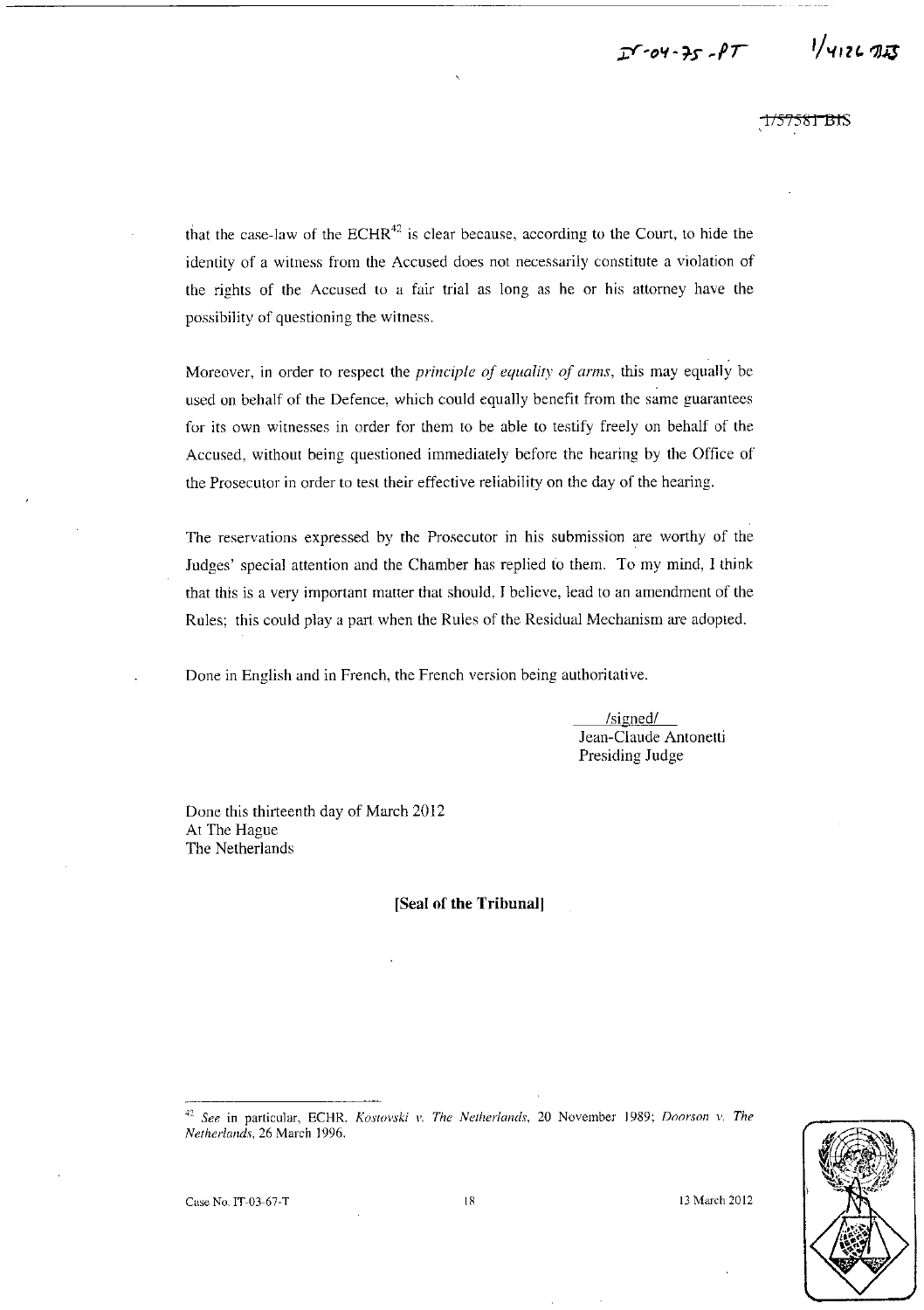that the case-law of the ECHR[42] is clear because, according to the Court, to hide the identity of a witness from the Accused does not necessarily constitute a violation of the rights of the Accused to a fair trial as long as he or his attorney have the possibility of questioning the witness.

Moreover, in order to respect the *principle of equality of arms*, this may equally be used on behalf of the Defence, which could equally benefit from the same guarantees for its own witnesses in order for them to be able to testify freely on behalf of the Accused, without being questioned immediately before the hearing by the Office of the Prosecutor in order to test their effective reliability on the day of the hearing.

The reservations expressed by the Prosecutor in his submission are worthy of the Judges' special attention and the Chamber has replied to them. To my mind, I think that this is a very important matter that should, I believe, lead to an amendment of the Rules; this could play a part when the Rules of the Residual Mechanism are adopted.

Done in English and in French, the French version being authoritative.

/signed/
Jean-Claude Antonetti
Presiding Judge

Done this thirteenth day of March 2012
At The Hague
The Netherlands

**[Seal of the Tribunal]**

[42] *See* in particular, ECHR, *Kostovski v. The Netherlands*, 20 November 1989; *Doorson v. The Netherlands*, 26 March 1996.